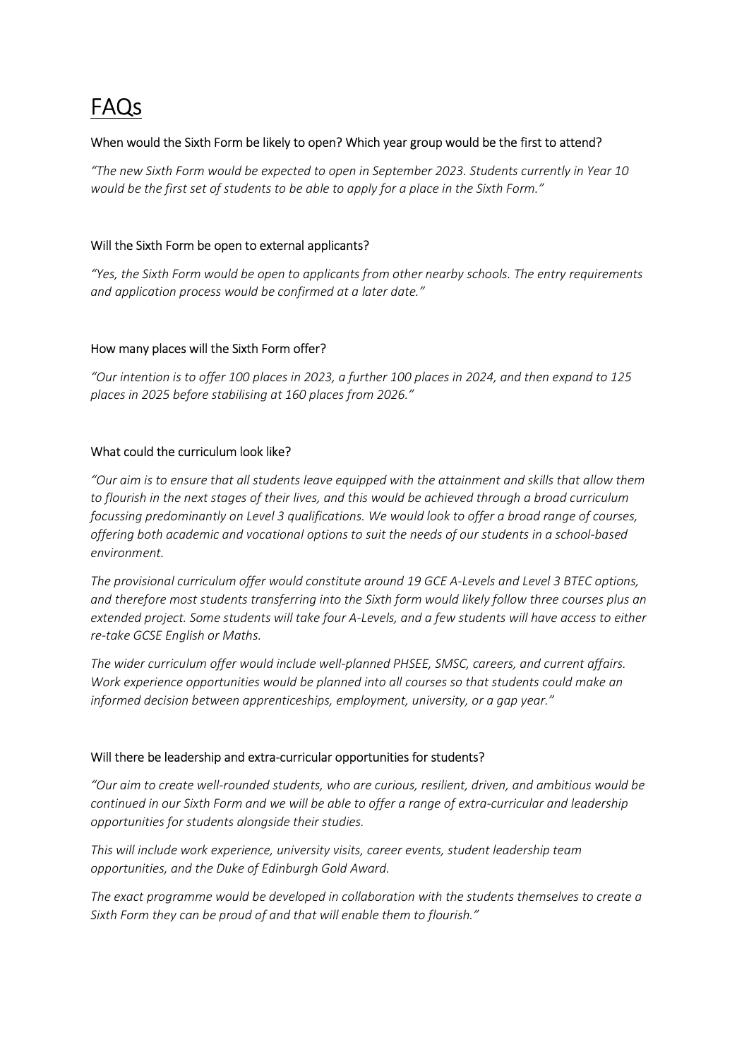# FAQs

### When would the Sixth Form be likely to open? Which year group would be the first to attend?

*"The new Sixth Form would be expected to open in September 2023. Students currently in Year 10 would be the first set of students to be able to apply for a place in the Sixth Form."*

### Will the Sixth Form be open to external applicants?

*"Yes, the Sixth Form would be open to applicants from other nearby schools. The entry requirements and application process would be confirmed at a later date."*

### How many places will the Sixth Form offer?

*"Our intention is to offer 100 places in 2023, a further 100 places in 2024, and then expand to 125 places in 2025 before stabilising at 160 places from 2026."*

### What could the curriculum look like?

*"Our aim is to ensure that all students leave equipped with the attainment and skills that allow them to flourish in the next stages of their lives, and this would be achieved through a broad curriculum focussing predominantly on Level 3 qualifications. We would look to offer a broad range of courses, offering both academic and vocational options to suit the needs of our students in a school-based environment.*

*The provisional curriculum offer would constitute around 19 GCE A-Levels and Level 3 BTEC options, and therefore most students transferring into the Sixth form would likely follow three courses plus an extended project. Some students will take four A-Levels, and a few students will have access to either re-take GCSE English or Maths.*

*The wider curriculum offer would include well-planned PHSEE, SMSC, careers, and current affairs. Work experience opportunities would be planned into all courses so that students could make an informed decision between apprenticeships, employment, university, or a gap year."*

### Will there be leadership and extra-curricular opportunities for students?

*"Our aim to create well-rounded students, who are curious, resilient, driven, and ambitious would be continued in our Sixth Form and we will be able to offer a range of extra-curricular and leadership opportunities for students alongside their studies.*

*This will include work experience, university visits, career events, student leadership team opportunities, and the Duke of Edinburgh Gold Award.*

*The exact programme would be developed in collaboration with the students themselves to create a Sixth Form they can be proud of and that will enable them to flourish."*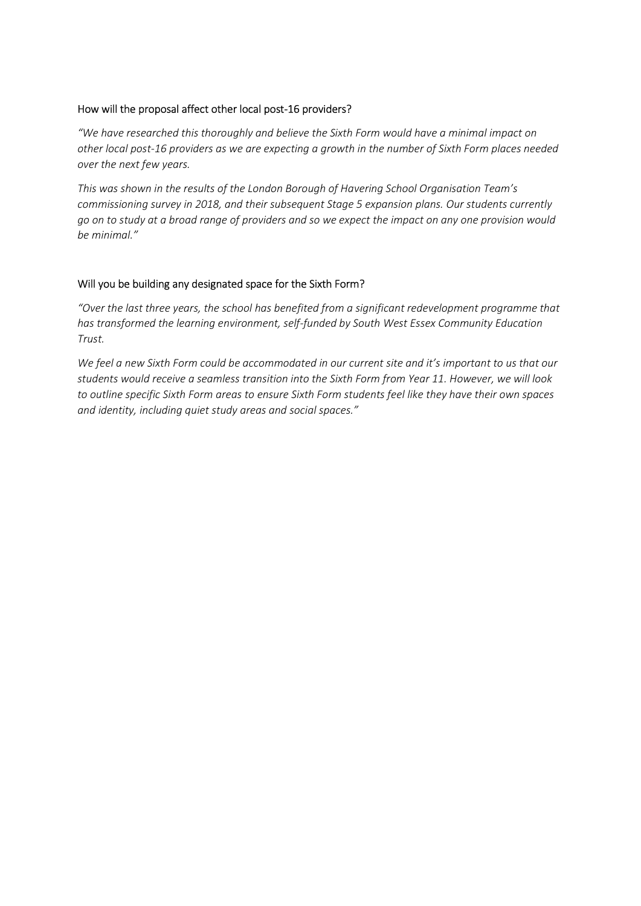## How will the proposal affect other local post-16 providers?

*"We have researched this thoroughly and believe the Sixth Form would have a minimal impact on other local post-16 providers as we are expecting a growth in the number of Sixth Form places needed over the next few years.*

*This was shown in the results of the London Borough of Havering School Organisation Team's commissioning survey in 2018, and their subsequent Stage 5 expansion plans. Our students currently go on to study at a broad range of providers and so we expect the impact on any one provision would be minimal."*

## Will you be building any designated space for the Sixth Form?

*"Over the last three years, the school has benefited from a significant redevelopment programme that has transformed the learning environment, self-funded by South West Essex Community Education Trust.*

*We feel a new Sixth Form could be accommodated in our current site and it's important to us that our students would receive a seamless transition into the Sixth Form from Year 11. However, we will look to outline specific Sixth Form areas to ensure Sixth Form students feel like they have their own spaces and identity, including quiet study areas and social spaces."*